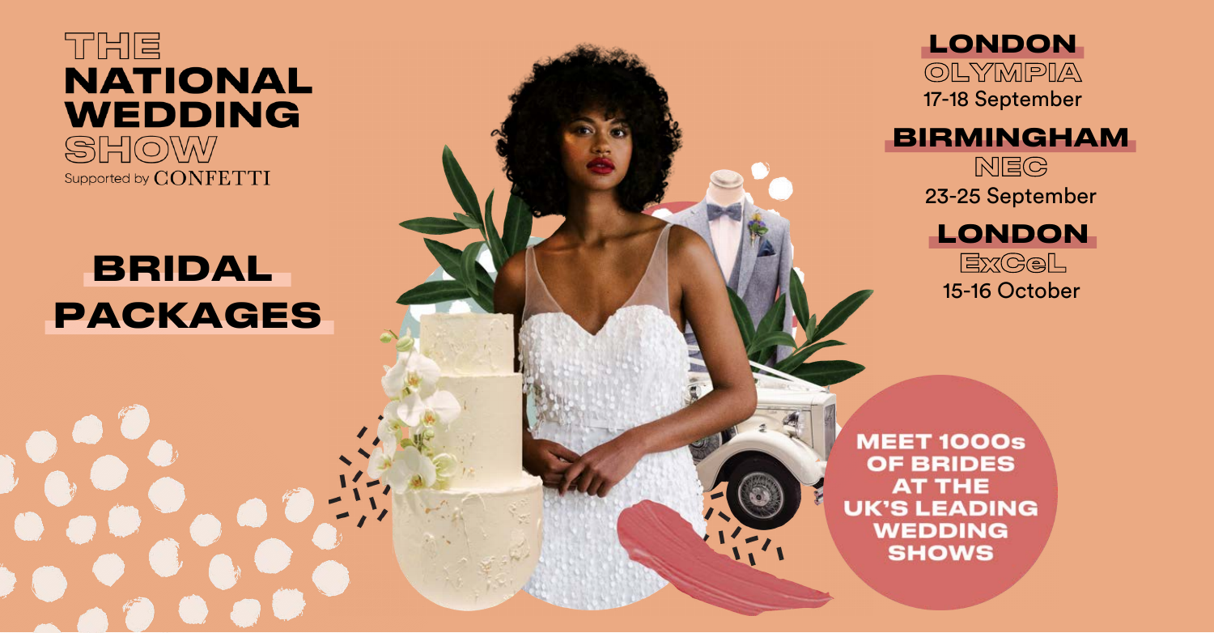# THE NATIONAL WEDDING SHOW

Supported by CONFETTI

## BRIDAL PACKAGES

**LONDON**
OLYMPIA
17-18 September

**BIRMINGHAM**
NEC
23-25 September

**LONDON**
ExCeL
15-16 October

**MEET 1000s OF BRIDES AT THE UK'S LEADING WEDDING SHOWS**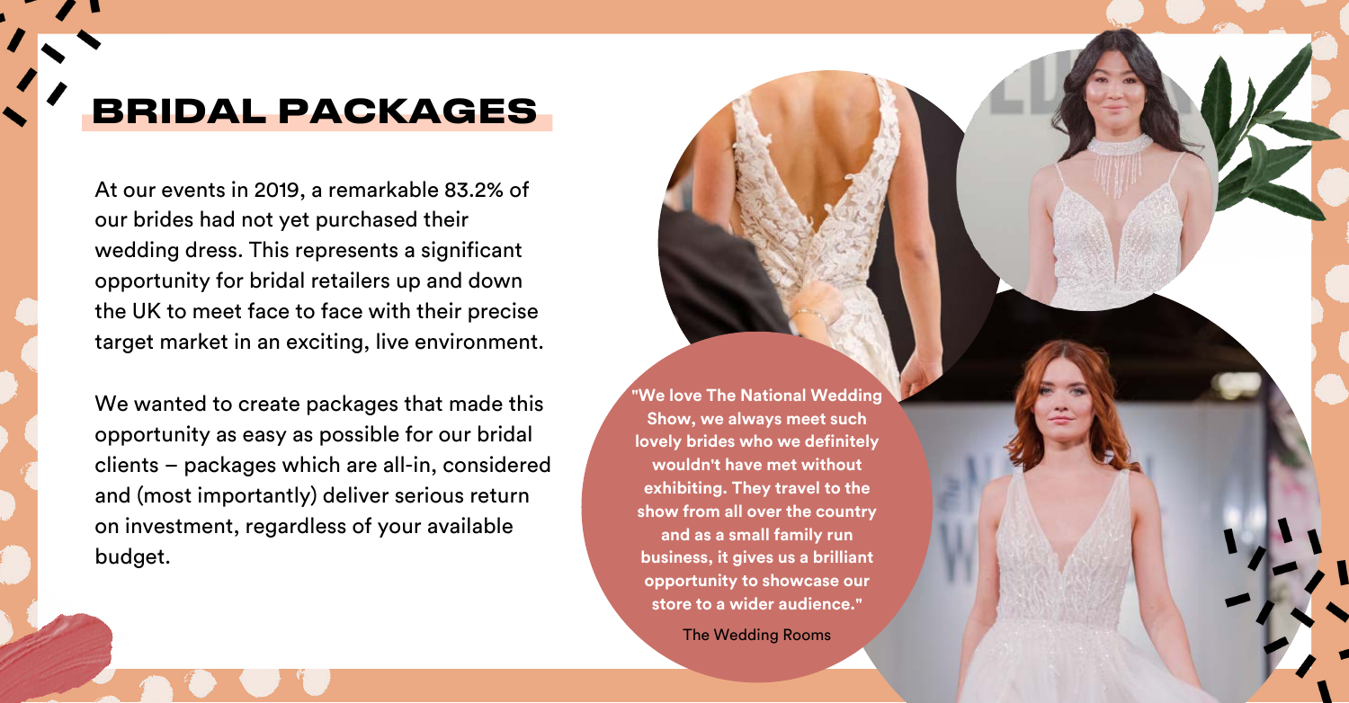# BRIDAL PACKAGES

At our events in 2019, a remarkable 83.2% of our brides had not yet purchased their wedding dress. This represents a significant opportunity for bridal retailers up and down the UK to meet face to face with their precise target market in an exciting, live environment.

We wanted to create packages that made this opportunity as easy as possible for our bridal clients – packages which are all-in, considered and (most importantly) deliver serious return on investment, regardless of your available budget.

**"We love The National Wedding Show, we always meet such lovely brides who we definitely wouldn't have met without exhibiting. They travel to the show from all over the country and as a small family run business, it gives us a brilliant opportunity to showcase our store to a wider audience."**

The Wedding Rooms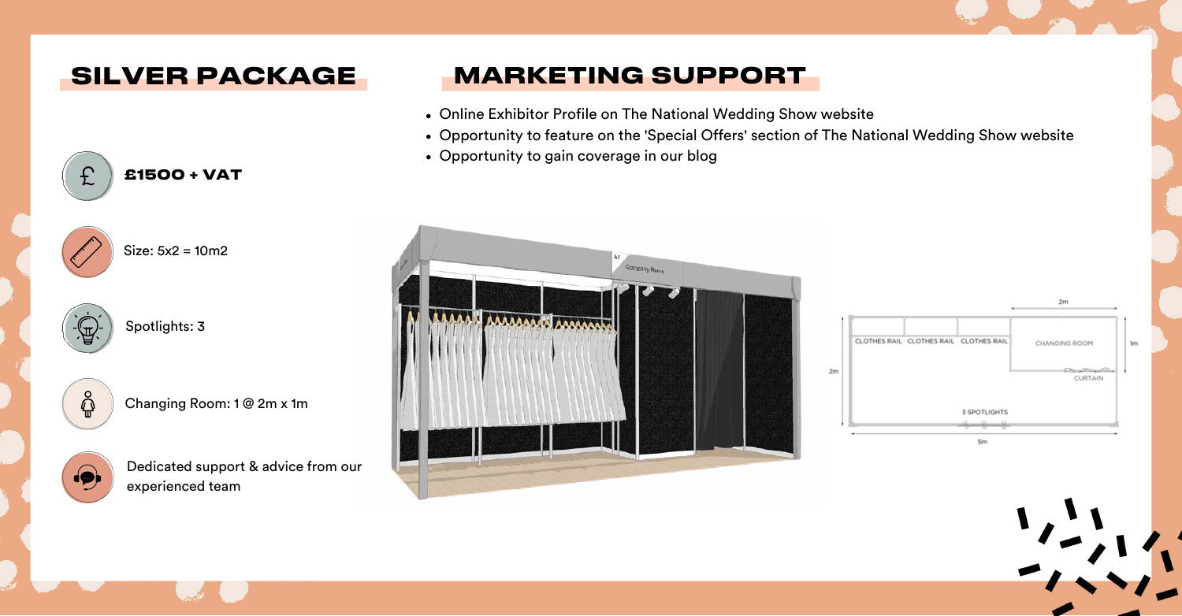## SILVER PACKAGE

**£1500 + VAT**

Size: 5x2 = 10m2

Spotlights: 3

Changing Room: 1 @ 2m x 1m

Dedicated support & advice from our experienced team

## MARKETING SUPPORT

- Online Exhibitor Profile on The National Wedding Show website
- Opportunity to feature on the 'Special Offers' section of The National Wedding Show website
- Opportunity to gain coverage in our blog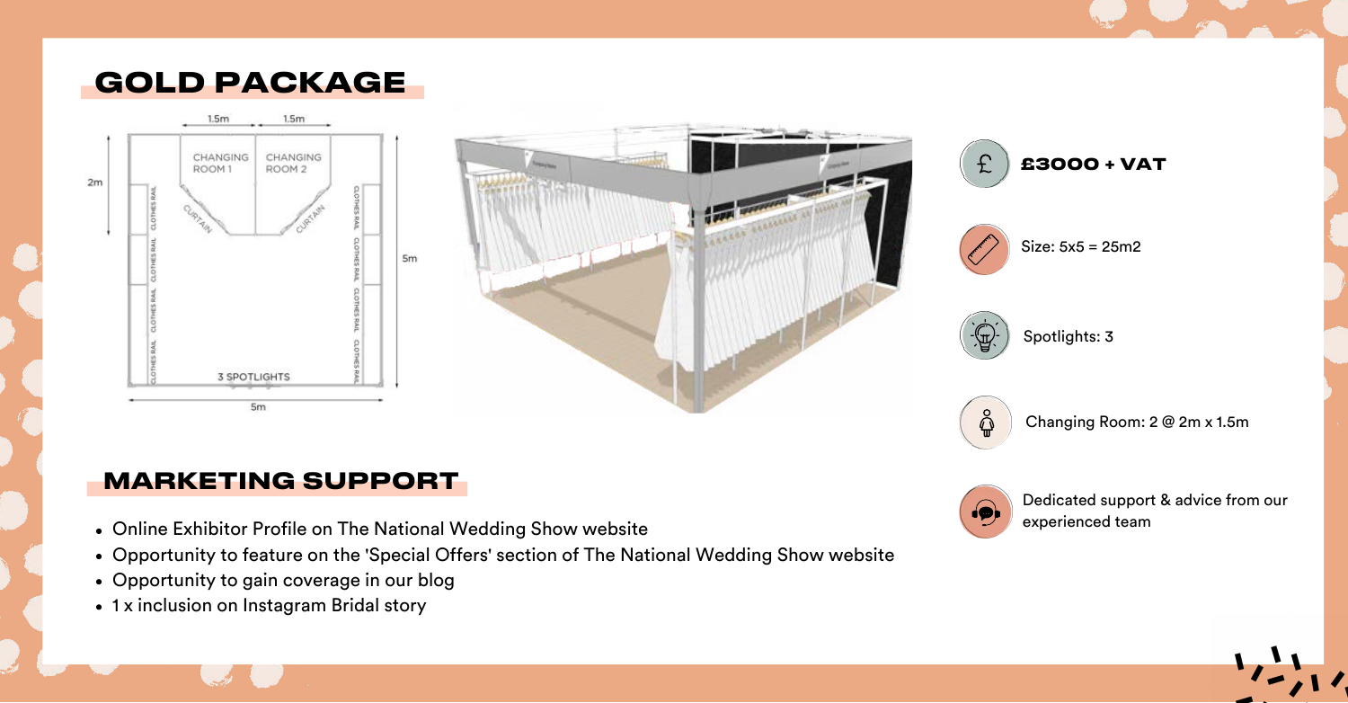## GOLD PACKAGE

1.5m 1.5m

2m

CHANGING ROOM 1

CHANGING ROOM 2

CURTAIN

CURTAIN

CLOTHES RAIL

5m

3 SPOTLIGHTS

5m

**£3000 + VAT**

Size: 5x5 = 25m2

Spotlights: 3

Changing Room: 2 @ 2m x 1.5m

Dedicated support & advice from our experienced team

## MARKETING SUPPORT

- Online Exhibitor Profile on The National Wedding Show website
- Opportunity to feature on the 'Special Offers' section of The National Wedding Show website
- Opportunity to gain coverage in our blog
- 1 x inclusion on Instagram Bridal story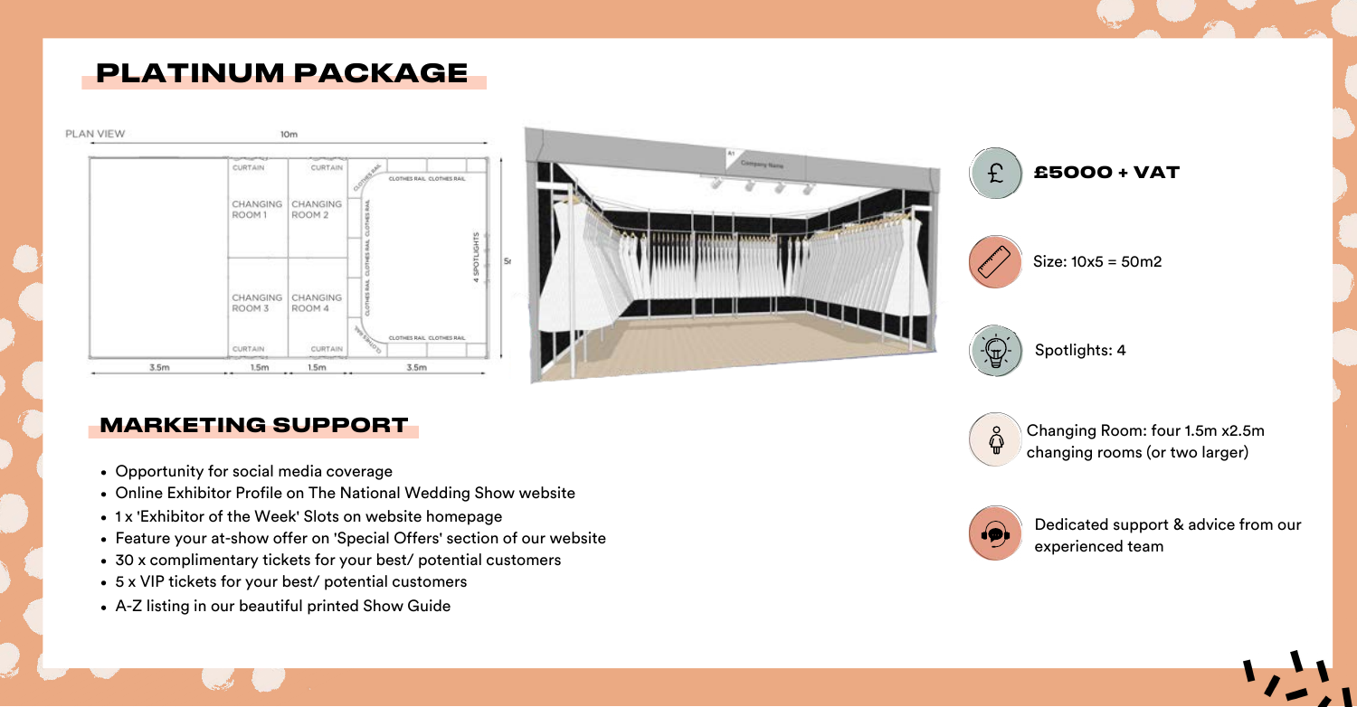# PLATINUM PACKAGE

**£5000 + VAT**

Size: 10x5 = 50m2

Spotlights: 4

Changing Room: four 1.5m x2.5m changing rooms (or two larger)

Dedicated support & advice from our experienced team

## MARKETING SUPPORT

- Opportunity for social media coverage
- Online Exhibitor Profile on The National Wedding Show website
- 1 x 'Exhibitor of the Week' Slots on website homepage
- Feature your at-show offer on 'Special Offers' section of our website
- 30 x complimentary tickets for your best/ potential customers
- 5 x VIP tickets for your best/ potential customers
- A-Z listing in our beautiful printed Show Guide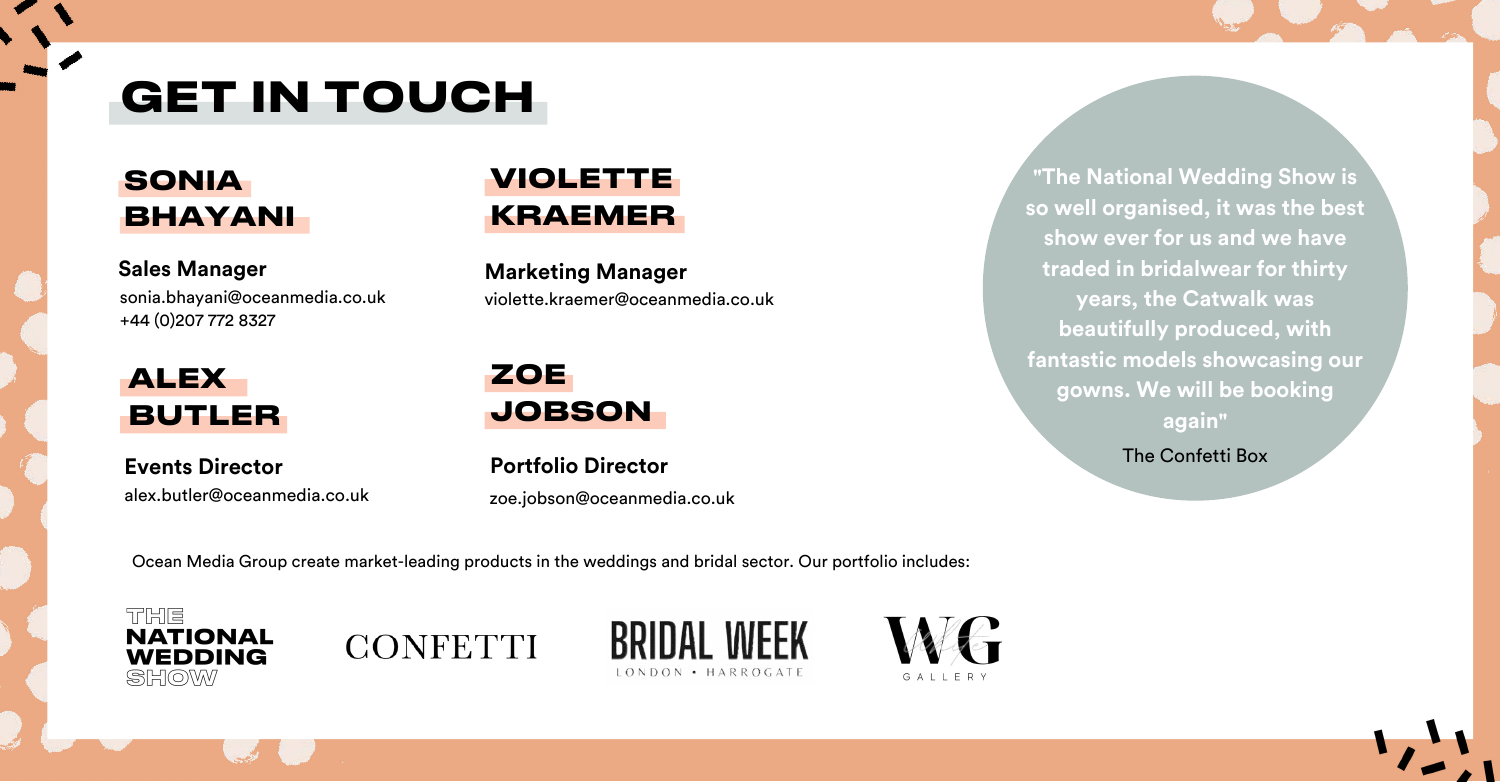# GET IN TOUCH

## SONIA BHAYANI

**Sales Manager**
sonia.bhayani@oceanmedia.co.uk
+44 (0)207 772 8327

## VIOLETTE KRAEMER

**Marketing Manager**
violette.kraemer@oceanmedia.co.uk

## ALEX BUTLER

**Events Director**
alex.butler@oceanmedia.co.uk

## ZOE JOBSON

**Portfolio Director**
zoe.jobson@oceanmedia.co.uk

**"The National Wedding Show is so well organised, it was the best show ever for us and we have traded in bridalwear for thirty years, the Catwalk was beautifully produced, with fantastic models showcasing our gowns. We will be booking again"**

The Confetti Box

Ocean Media Group create market-leading products in the weddings and bridal sector. Our portfolio includes:

THE NATIONAL WEDDING SHOW

CONFETTI

BRIDAL WEEK
LONDON • HARROGATE

WG
GALLERY